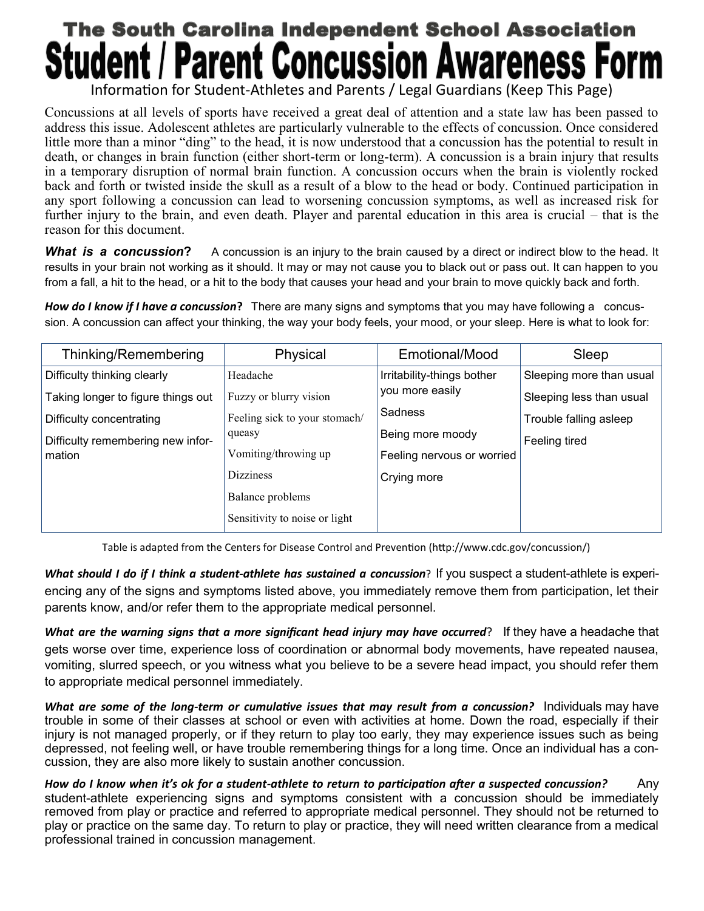# The South Carolina Independent School Association

# Student / Parent Concussion Awareness Form

Information for Student-Athletes and Parents / Legal Guardians (Keep This Page)

Concussions at all levels of sports have received a great deal of attention and a state law has been passed to address this issue. Adolescent athletes are particularly vulnerable to the effects of concussion. Once considered little more than a minor "ding" to the head, it is now understood that a concussion has the potential to result in death, or changes in brain function (either short-term or long-term). A concussion is a brain injury that results in a temporary disruption of normal brain function. A concussion occurs when the brain is violently rocked back and forth or twisted inside the skull as a result of a blow to the head or body. Continued participation in any sport following a concussion can lead to worsening concussion symptoms, as well as increased risk for further injury to the brain, and even death. Player and parental education in this area is crucial – that is the reason for this document.

***What is a concussion*?** A concussion is an injury to the brain caused by a direct or indirect blow to the head. It results in your brain not working as it should. It may or may not cause you to black out or pass out. It can happen to you from a fall, a hit to the head, or a hit to the body that causes your head and your brain to move quickly back and forth.

***How do I know if I have a concussion*?** There are many signs and symptoms that you may have following a concussion. A concussion can affect your thinking, the way your body feels, your mood, or your sleep. Here is what to look for:

| Thinking/Remembering | Physical | Emotional/Mood | Sleep |
|---|---|---|---|
| Difficulty thinking clearly | Headache | Irritability-things bother you more easily | Sleeping more than usual |
| Taking longer to figure things out | Fuzzy or blurry vision | Sadness | Sleeping less than usual |
| Difficulty concentrating | Feeling sick to your stomach/ queasy | Being more moody | Trouble falling asleep |
| Difficulty remembering new information | Vomiting/throwing up | Feeling nervous or worried | Feeling tired |
| | Dizziness | Crying more | |
| | Balance problems | | |
| | Sensitivity to noise or light | | |

Table is adapted from the Centers for Disease Control and Prevention (http://www.cdc.gov/concussion/)

***What should I do if I think a student-athlete has sustained a concussion*?** If you suspect a student-athlete is experiencing any of the signs and symptoms listed above, you immediately remove them from participation, let their parents know, and/or refer them to the appropriate medical personnel.

***What are the warning signs that a more significant head injury may have occurred*?** If they have a headache that gets worse over time, experience loss of coordination or abnormal body movements, have repeated nausea, vomiting, slurred speech, or you witness what you believe to be a severe head impact, you should refer them to appropriate medical personnel immediately.

***What are some of the long-term or cumulative issues that may result from a concussion?*** Individuals may have trouble in some of their classes at school or even with activities at home. Down the road, especially if their injury is not managed properly, or if they return to play too early, they may experience issues such as being depressed, not feeling well, or have trouble remembering things for a long time. Once an individual has a concussion, they are also more likely to sustain another concussion.

***How do I know when it's ok for a student-athlete to return to participation after a suspected concussion?*** Any student-athlete experiencing signs and symptoms consistent with a concussion should be immediately removed from play or practice and referred to appropriate medical personnel. They should not be returned to play or practice on the same day. To return to play or practice, they will need written clearance from a medical professional trained in concussion management.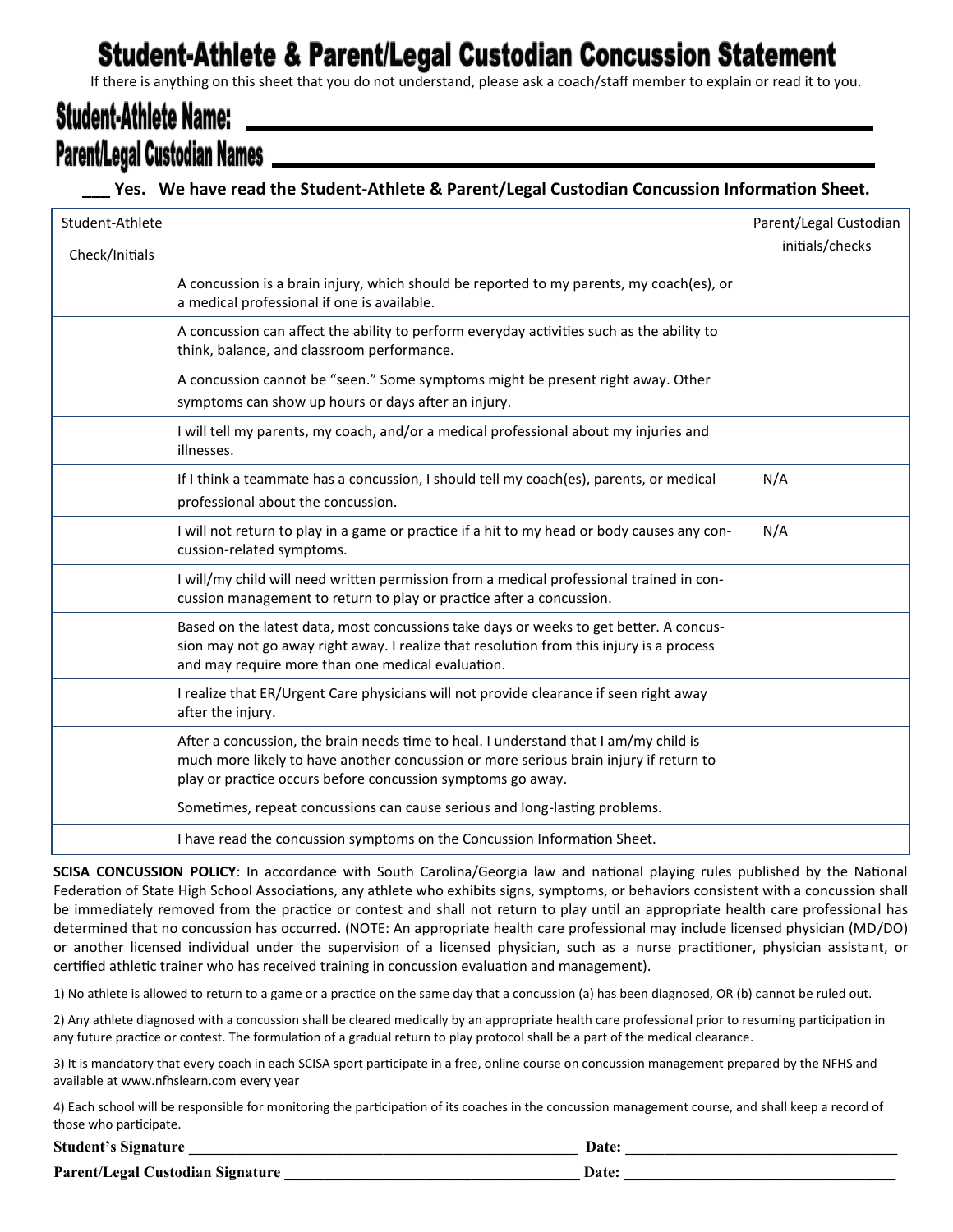# Student-Athlete & Parent/Legal Custodian Concussion Statement

If there is anything on this sheet that you do not understand, please ask a coach/staff member to explain or read it to you.

## Student-Athlete Name: ______________________________

## Parent/Legal Custodian Names ______________________________

**___ Yes. We have read the Student-Athlete & Parent/Legal Custodian Concussion Information Sheet.**

| Student-Athlete Check/Initials | | Parent/Legal Custodian initials/checks |
|---|---|---|
| | A concussion is a brain injury, which should be reported to my parents, my coach(es), or a medical professional if one is available. | |
| | A concussion can affect the ability to perform everyday activities such as the ability to think, balance, and classroom performance. | |
| | A concussion cannot be "seen." Some symptoms might be present right away. Other symptoms can show up hours or days after an injury. | |
| | I will tell my parents, my coach, and/or a medical professional about my injuries and illnesses. | |
| | If I think a teammate has a concussion, I should tell my coach(es), parents, or medical professional about the concussion. | N/A |
| | I will not return to play in a game or practice if a hit to my head or body causes any concussion-related symptoms. | N/A |
| | I will/my child will need written permission from a medical professional trained in concussion management to return to play or practice after a concussion. | |
| | Based on the latest data, most concussions take days or weeks to get better. A concussion may not go away right away. I realize that resolution from this injury is a process and may require more than one medical evaluation. | |
| | I realize that ER/Urgent Care physicians will not provide clearance if seen right away after the injury. | |
| | After a concussion, the brain needs time to heal. I understand that I am/my child is much more likely to have another concussion or more serious brain injury if return to play or practice occurs before concussion symptoms go away. | |
| | Sometimes, repeat concussions can cause serious and long-lasting problems. | |
| | I have read the concussion symptoms on the Concussion Information Sheet. | |

**SCISA CONCUSSION POLICY**: In accordance with South Carolina/Georgia law and national playing rules published by the National Federation of State High School Associations, any athlete who exhibits signs, symptoms, or behaviors consistent with a concussion shall be immediately removed from the practice or contest and shall not return to play until an appropriate health care professional has determined that no concussion has occurred. (NOTE: An appropriate health care professional may include licensed physician (MD/DO) or another licensed individual under the supervision of a licensed physician, such as a nurse practitioner, physician assistant, or certified athletic trainer who has received training in concussion evaluation and management).

1) No athlete is allowed to return to a game or a practice on the same day that a concussion (a) has been diagnosed, OR (b) cannot be ruled out.

2) Any athlete diagnosed with a concussion shall be cleared medically by an appropriate health care professional prior to resuming participation in any future practice or contest. The formulation of a gradual return to play protocol shall be a part of the medical clearance.

3) It is mandatory that every coach in each SCISA sport participate in a free, online course on concussion management prepared by the NFHS and available at www.nfhslearn.com every year

4) Each school will be responsible for monitoring the participation of its coaches in the concussion management course, and shall keep a record of those who participate.

**Student's Signature** ______________________________ **Date:** ____________________

**Parent/Legal Custodian Signature** ______________________________ **Date:** ____________________